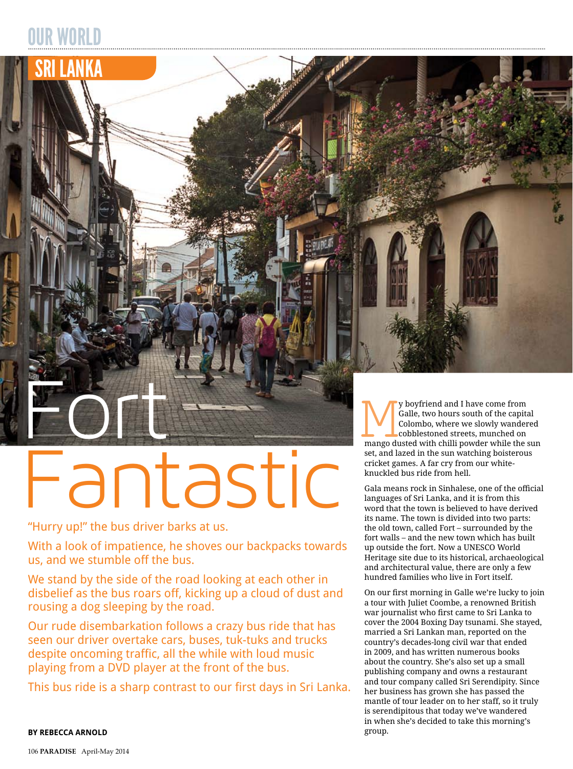# Fort Fantastic

SRI LANKA

"Hurry up!" the bus driver barks at us.

With a look of impatience, he shoves our backpacks towards us, and we stumble off the bus.

We stand by the side of the road looking at each other in disbelief as the bus roars off, kicking up a cloud of dust and rousing a dog sleeping by the road.

Our rude disembarkation follows a crazy bus ride that has seen our driver overtake cars, buses, tuk-tuks and trucks despite oncoming traffic, all the while with loud music playing from a DVD player at the front of the bus.

This bus ride is a sharp contrast to our first days in Sri Lanka.

**BY REBECCA ARNOLD**

My boyfriend and I have come from Galle, two hours south of the capital Colombo, where we slowly wandered cobblestoned streets, munched on mango dusted with chilli powder while the sun set, and lazed in the sun watching boisterous cricket games. A far cry from our white-knuckled bus ride from hell.

Gala means rock in Sinhalese, one of the official languages of Sri Lanka, and it is from this word that the town is believed to have derived its name. The town is divided into two parts: the old town, called Fort – surrounded by the fort walls – and the new town which has built up outside the fort. Now a UNESCO World Heritage site due to its historical, archaeological and architectural value, there are only a few hundred families who live in Fort itself.

On our first morning in Galle we're lucky to join a tour with Juliet Coombe, a renowned British war journalist who first came to Sri Lanka to cover the 2004 Boxing Day tsunami. She stayed, married a Sri Lankan man, reported on the country's decades-long civil war that ended in 2009, and has written numerous books about the country. She's also set up a small publishing company and owns a restaurant and tour company called Sri Serendipity. Since her business has grown she has passed the mantle of tour leader on to her staff, so it truly is serendipitous that today we've wandered in when she's decided to take this morning's group.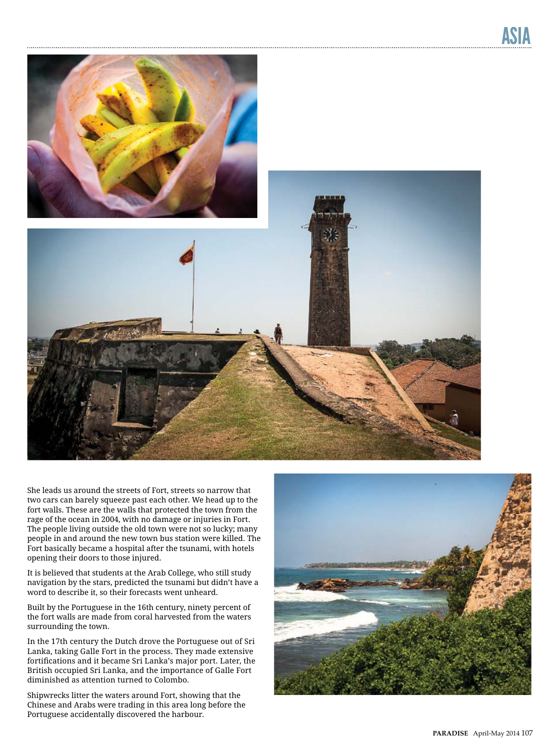She leads us around the streets of Fort, streets so narrow that two cars can barely squeeze past each other. We head up to the fort walls. These are the walls that protected the town from the rage of the ocean in 2004, with no damage or injuries in Fort. The people living outside the old town were not so lucky; many people in and around the new town bus station were killed. The Fort basically became a hospital after the tsunami, with hotels opening their doors to those injured.

It is believed that students at the Arab College, who still study navigation by the stars, predicted the tsunami but didn't have a word to describe it, so their forecasts went unheard.

Built by the Portuguese in the 16th century, ninety percent of the fort walls are made from coral harvested from the waters surrounding the town.

In the 17th century the Dutch drove the Portuguese out of Sri Lanka, taking Galle Fort in the process. They made extensive fortifications and it became Sri Lanka's major port. Later, the British occupied Sri Lanka, and the importance of Galle Fort diminished as attention turned to Colombo.

Shipwrecks litter the waters around Fort, showing that the Chinese and Arabs were trading in this area long before the Portuguese accidentally discovered the harbour.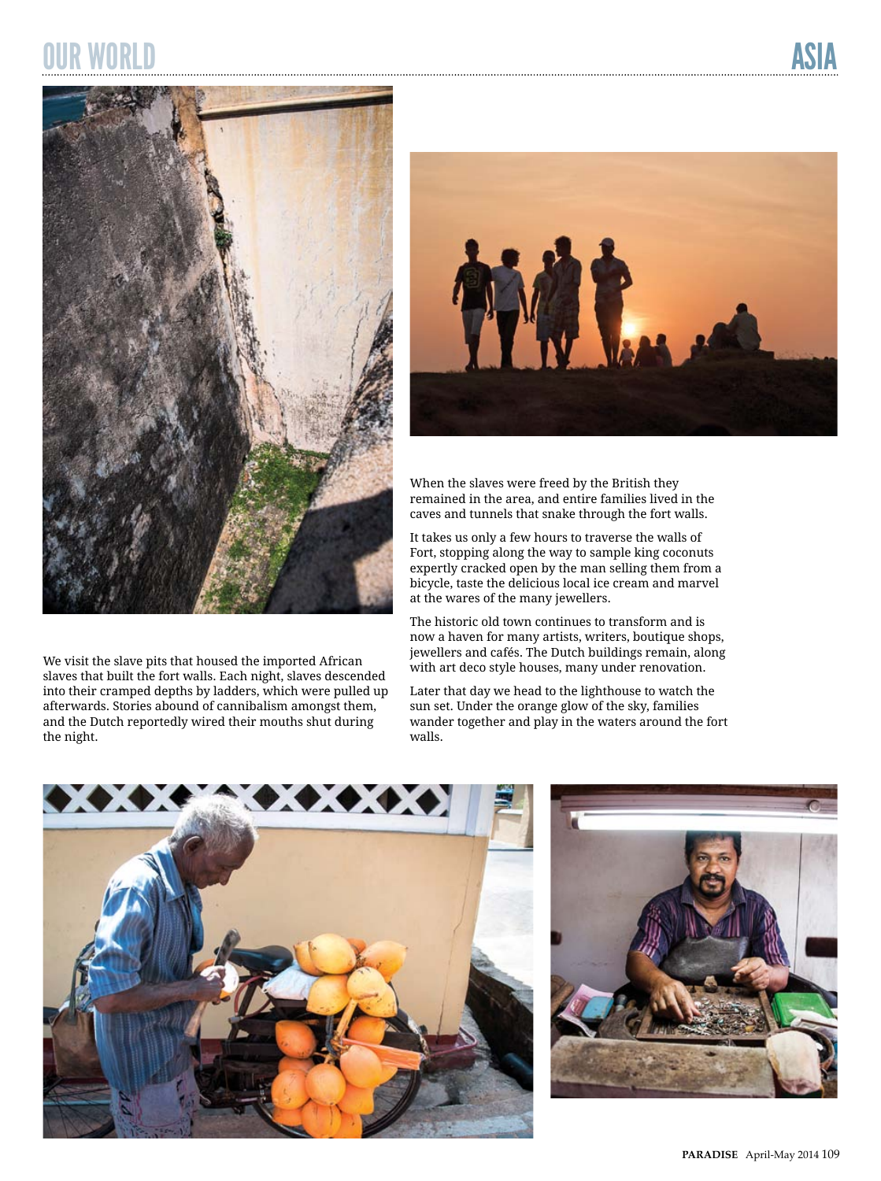We visit the slave pits that housed the imported African slaves that built the fort walls. Each night, slaves descended into their cramped depths by ladders, which were pulled up afterwards. Stories abound of cannibalism amongst them, and the Dutch reportedly wired their mouths shut during the night.

When the slaves were freed by the British they remained in the area, and entire families lived in the caves and tunnels that snake through the fort walls.

It takes us only a few hours to traverse the walls of Fort, stopping along the way to sample king coconuts expertly cracked open by the man selling them from a bicycle, taste the delicious local ice cream and marvel at the wares of the many jewellers.

The historic old town continues to transform and is now a haven for many artists, writers, boutique shops, jewellers and cafés. The Dutch buildings remain, along with art deco style houses, many under renovation.

Later that day we head to the lighthouse to watch the sun set. Under the orange glow of the sky, families wander together and play in the waters around the fort walls.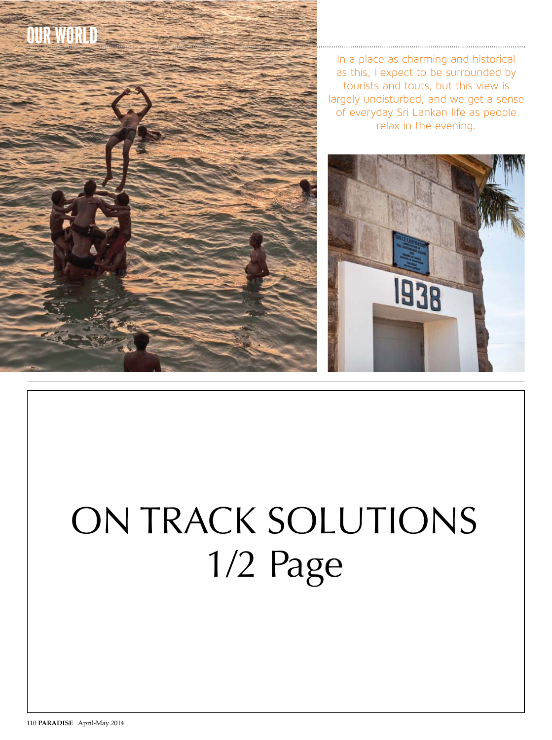In a place as charming and historical as this, I expect to be surrounded by tourists and touts, but this view is largely undisturbed, and we get a sense of everyday Sri Lankan life as people relax in the evening.

ON TRACK SOLUTIONS
1/2 Page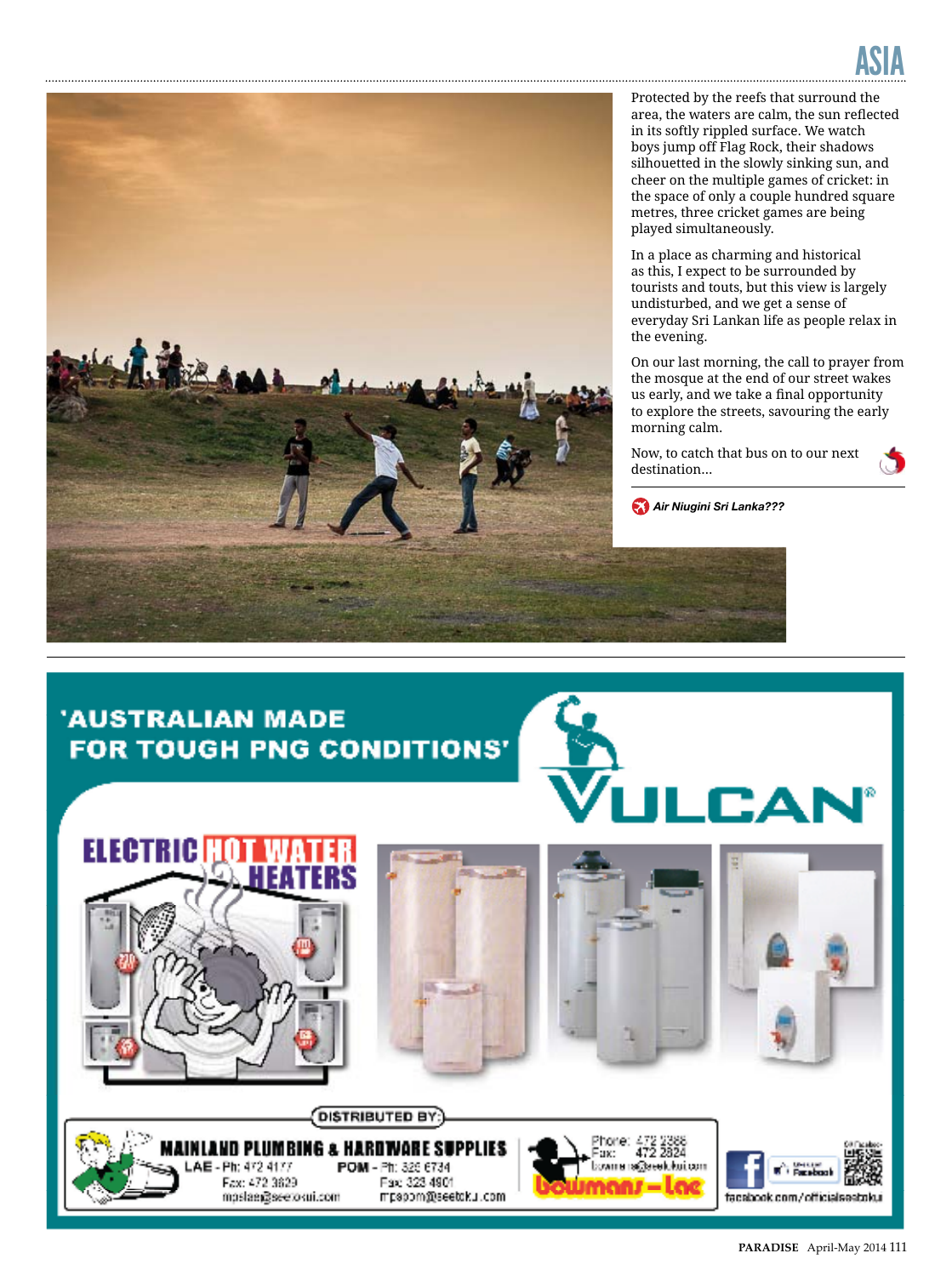Protected by the reefs that surround the area, the waters are calm, the sun reflected in its softly rippled surface. We watch boys jump off Flag Rock, their shadows silhouetted in the slowly sinking sun, and cheer on the multiple games of cricket: in the space of only a couple hundred square metres, three cricket games are being played simultaneously.

In a place as charming and historical as this, I expect to be surrounded by tourists and touts, but this view is largely undisturbed, and we get a sense of everyday Sri Lankan life as people relax in the evening.

On our last morning, the call to prayer from the mosque at the end of our street wakes us early, and we take a final opportunity to explore the streets, savouring the early morning calm.

Now, to catch that bus on to our next destination...

***Air Niugini Sri Lanka???***

'AUSTRALIAN MADE FOR TOUGH PNG CONDITIONS'

VULCAN®

ELECTRIC HOT WATER HEATERS

DISTRIBUTED BY:

MAINLAND PLUMBING & HARDWARE SUPPLIES

LAE - Ph: 472 4177
Fax: 472 3829
mpslae@seetoku.com

POM - Ph: 325 6734
Fax: 323 4901
mpspom@seetoku.com

Bowmans - Lae
Phone: 472 2366
Fax: 472 2824
bowmans@seetokui.com

facebook.com/officialseetoku